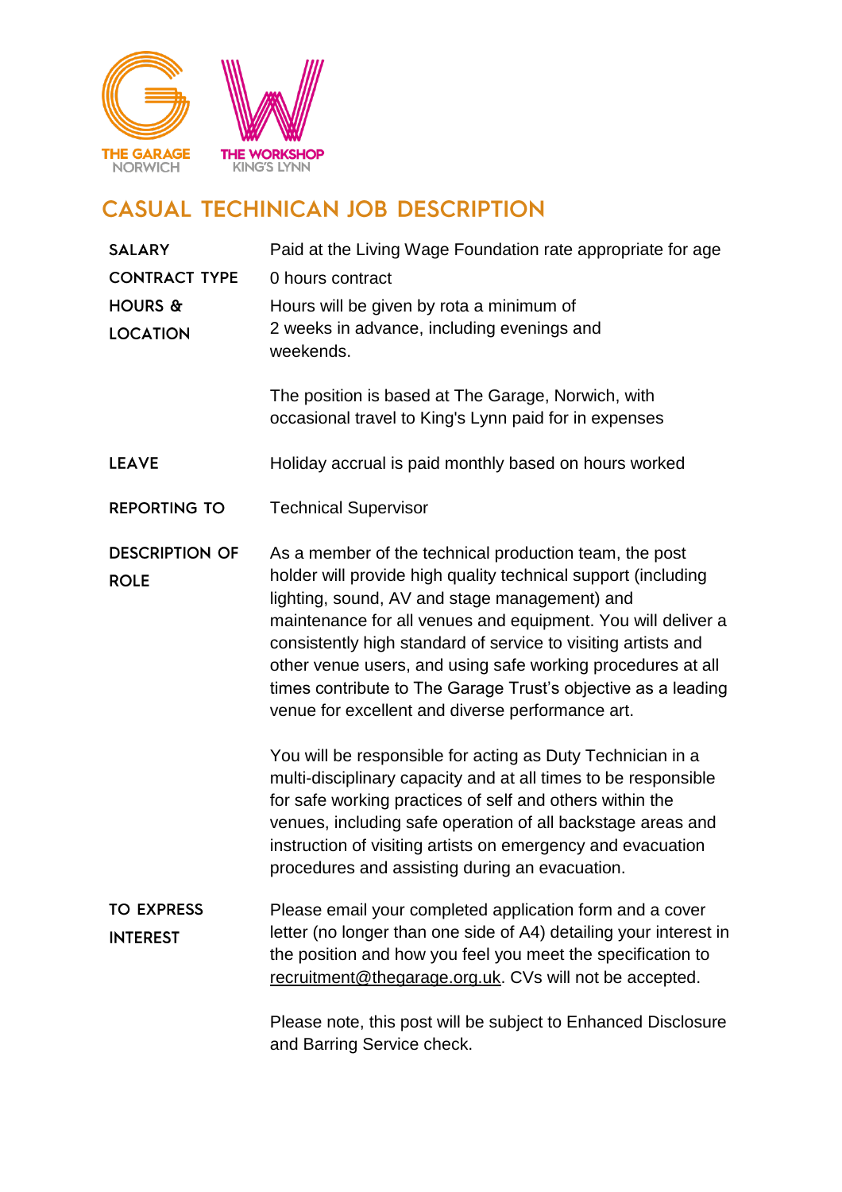THE GARAGE NORWICH

THE WORKSHOP KING'S LYNN

# CASUAL TECHINICAN JOB DESCRIPTION

**SALARY**
Paid at the Living Wage Foundation rate appropriate for age

**CONTRACT TYPE**
0 hours contract

**HOURS & LOCATION**
Hours will be given by rota a minimum of 2 weeks in advance, including evenings and weekends.

The position is based at The Garage, Norwich, with occasional travel to King's Lynn paid for in expenses

**LEAVE**
Holiday accrual is paid monthly based on hours worked

**REPORTING TO**
Technical Supervisor

**DESCRIPTION OF ROLE**
As a member of the technical production team, the post holder will provide high quality technical support (including lighting, sound, AV and stage management) and maintenance for all venues and equipment. You will deliver a consistently high standard of service to visiting artists and other venue users, and using safe working procedures at all times contribute to The Garage Trust's objective as a leading venue for excellent and diverse performance art.

You will be responsible for acting as Duty Technician in a multi-disciplinary capacity and at all times to be responsible for safe working practices of self and others within the venues, including safe operation of all backstage areas and instruction of visiting artists on emergency and evacuation procedures and assisting during an evacuation.

**TO EXPRESS INTEREST**
Please email your completed application form and a cover letter (no longer than one side of A4) detailing your interest in the position and how you feel you meet the specification to recruitment@thegarage.org.uk. CVs will not be accepted.

Please note, this post will be subject to Enhanced Disclosure and Barring Service check.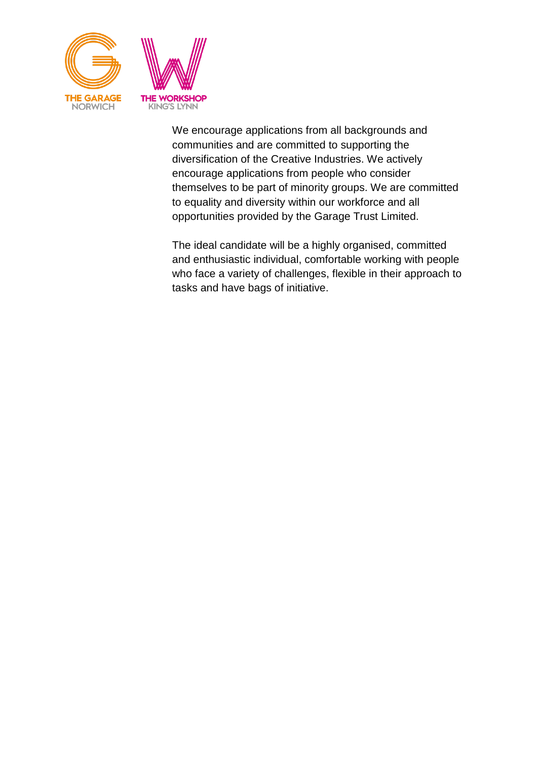We encourage applications from all backgrounds and communities and are committed to supporting the diversification of the Creative Industries. We actively encourage applications from people who consider themselves to be part of minority groups. We are committed to equality and diversity within our workforce and all opportunities provided by the Garage Trust Limited.

The ideal candidate will be a highly organised, committed and enthusiastic individual, comfortable working with people who face a variety of challenges, flexible in their approach to tasks and have bags of initiative.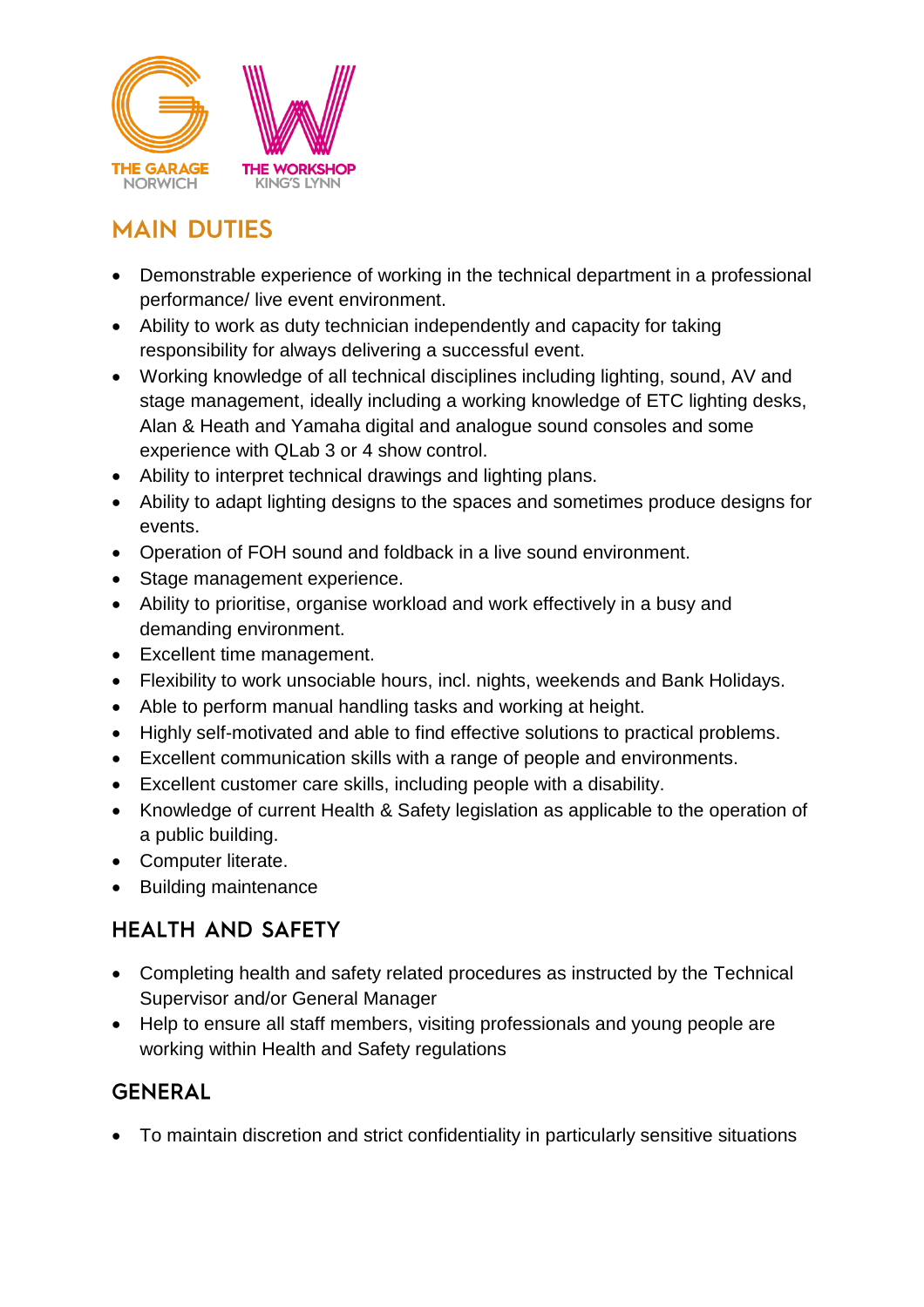## MAIN DUTIES

- Demonstrable experience of working in the technical department in a professional performance/ live event environment.
- Ability to work as duty technician independently and capacity for taking responsibility for always delivering a successful event.
- Working knowledge of all technical disciplines including lighting, sound, AV and stage management, ideally including a working knowledge of ETC lighting desks, Alan & Heath and Yamaha digital and analogue sound consoles and some experience with QLab 3 or 4 show control.
- Ability to interpret technical drawings and lighting plans.
- Ability to adapt lighting designs to the spaces and sometimes produce designs for events.
- Operation of FOH sound and foldback in a live sound environment.
- Stage management experience.
- Ability to prioritise, organise workload and work effectively in a busy and demanding environment.
- Excellent time management.
- Flexibility to work unsociable hours, incl. nights, weekends and Bank Holidays.
- Able to perform manual handling tasks and working at height.
- Highly self-motivated and able to find effective solutions to practical problems.
- Excellent communication skills with a range of people and environments.
- Excellent customer care skills, including people with a disability.
- Knowledge of current Health & Safety legislation as applicable to the operation of a public building.
- Computer literate.
- Building maintenance

## HEALTH AND SAFETY

- Completing health and safety related procedures as instructed by the Technical Supervisor and/or General Manager
- Help to ensure all staff members, visiting professionals and young people are working within Health and Safety regulations

## GENERAL

- To maintain discretion and strict confidentiality in particularly sensitive situations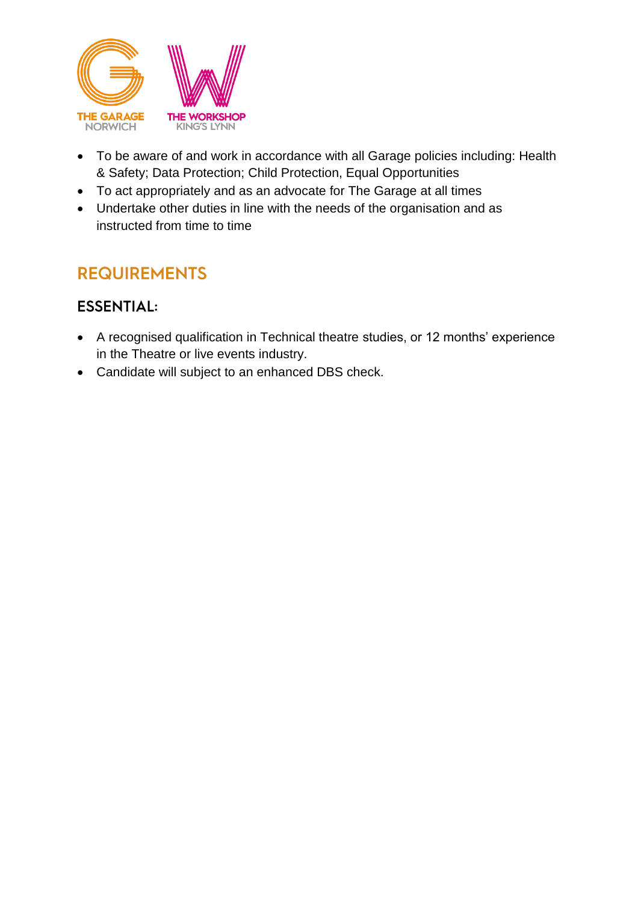- To be aware of and work in accordance with all Garage policies including: Health & Safety; Data Protection; Child Protection, Equal Opportunities
- To act appropriately and as an advocate for The Garage at all times
- Undertake other duties in line with the needs of the organisation and as instructed from time to time

## REQUIREMENTS

### ESSENTIAL:

- A recognised qualification in Technical theatre studies, or 12 months' experience in the Theatre or live events industry.
- Candidate will subject to an enhanced DBS check.